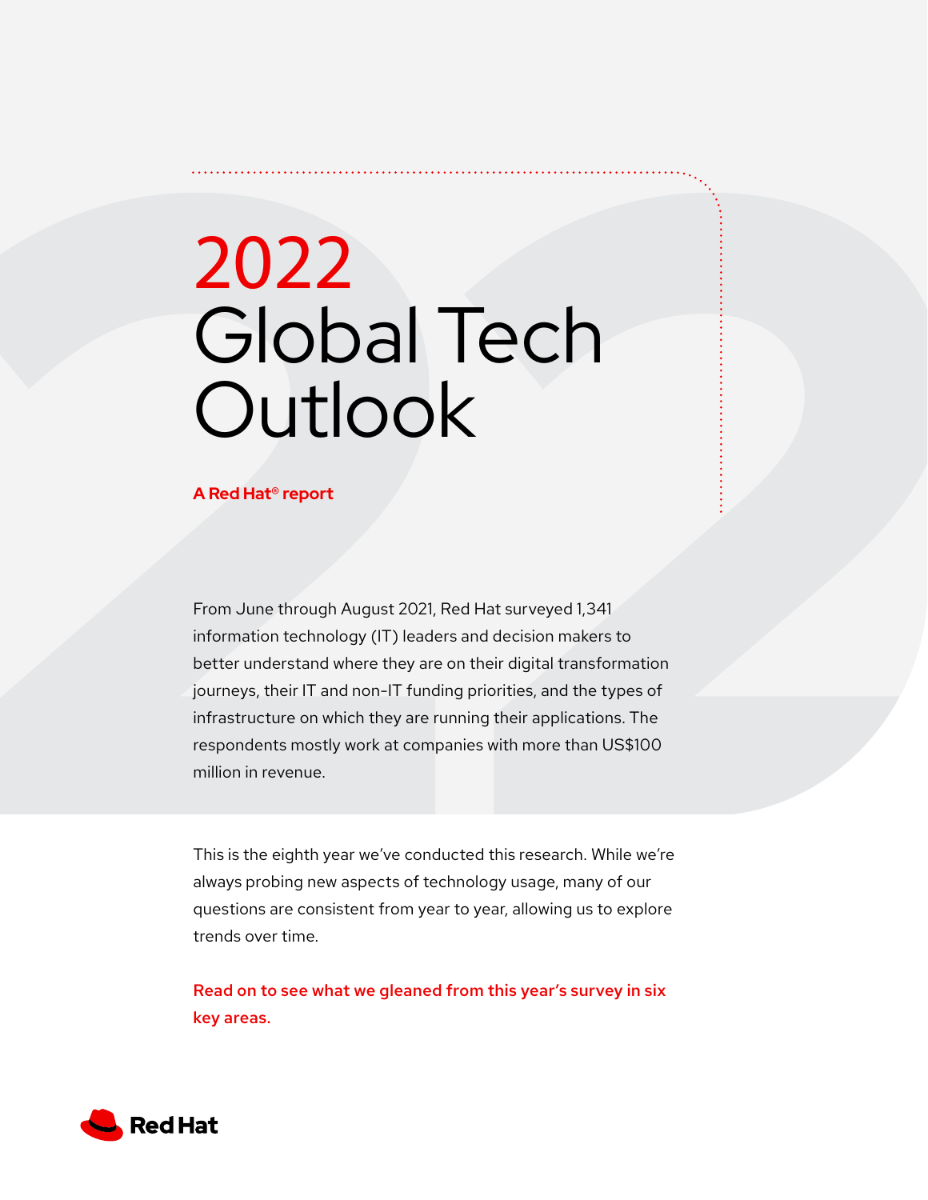# 2022 Global Tech Outlook

**A Red Hat® report**

From June through August 2021, Red Hat surveyed 1,341 information technology (IT) leaders and decision makers to better understand where they are on their digital transformation journeys, their IT and non-IT funding priorities, and the types of infrastructure on which they are running their applications. The respondents mostly work at companies with more than US$100 million in revenue.

This is the eighth year we've conducted this research. While we're always probing new aspects of technology usage, many of our questions are consistent from year to year, allowing us to explore trends over time.

**Read on to see what we gleaned from this year's survey in six key areas.**

Red Hat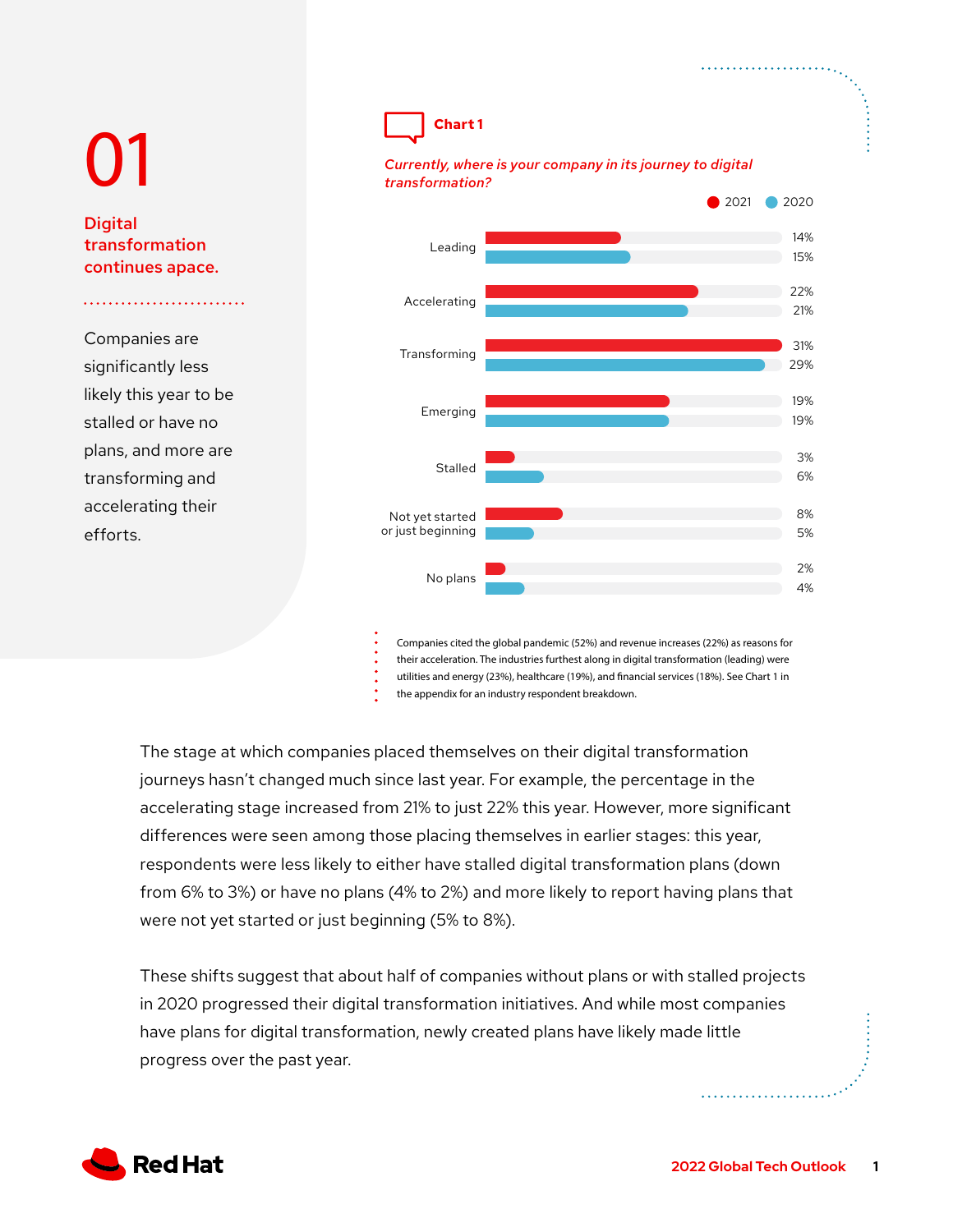# 01

## Digital transformation continues apace.

Companies are significantly less likely this year to be stalled or have no plans, and more are transforming and accelerating their efforts.

**Chart 1**

*Currently, where is your company in its journey to digital transformation?*

| | 2021 | 2020 |
|---|---|---|
| Leading | 14% | 15% |
| Accelerating | 22% | 21% |
| Transforming | 31% | 29% |
| Emerging | 19% | 19% |
| Stalled | 3% | 6% |
| Not yet started or just beginning | 8% | 5% |
| No plans | 2% | 4% |

Companies cited the global pandemic (52%) and revenue increases (22%) as reasons for their acceleration. The industries furthest along in digital transformation (leading) were utilities and energy (23%), healthcare (19%), and financial services (18%). See Chart 1 in the appendix for an industry respondent breakdown.

The stage at which companies placed themselves on their digital transformation journeys hasn't changed much since last year. For example, the percentage in the accelerating stage increased from 21% to just 22% this year. However, more significant differences were seen among those placing themselves in earlier stages: this year, respondents were less likely to either have stalled digital transformation plans (down from 6% to 3%) or have no plans (4% to 2%) and more likely to report having plans that were not yet started or just beginning (5% to 8%).

These shifts suggest that about half of companies without plans or with stalled projects in 2020 progressed their digital transformation initiatives. And while most companies have plans for digital transformation, newly created plans have likely made little progress over the past year.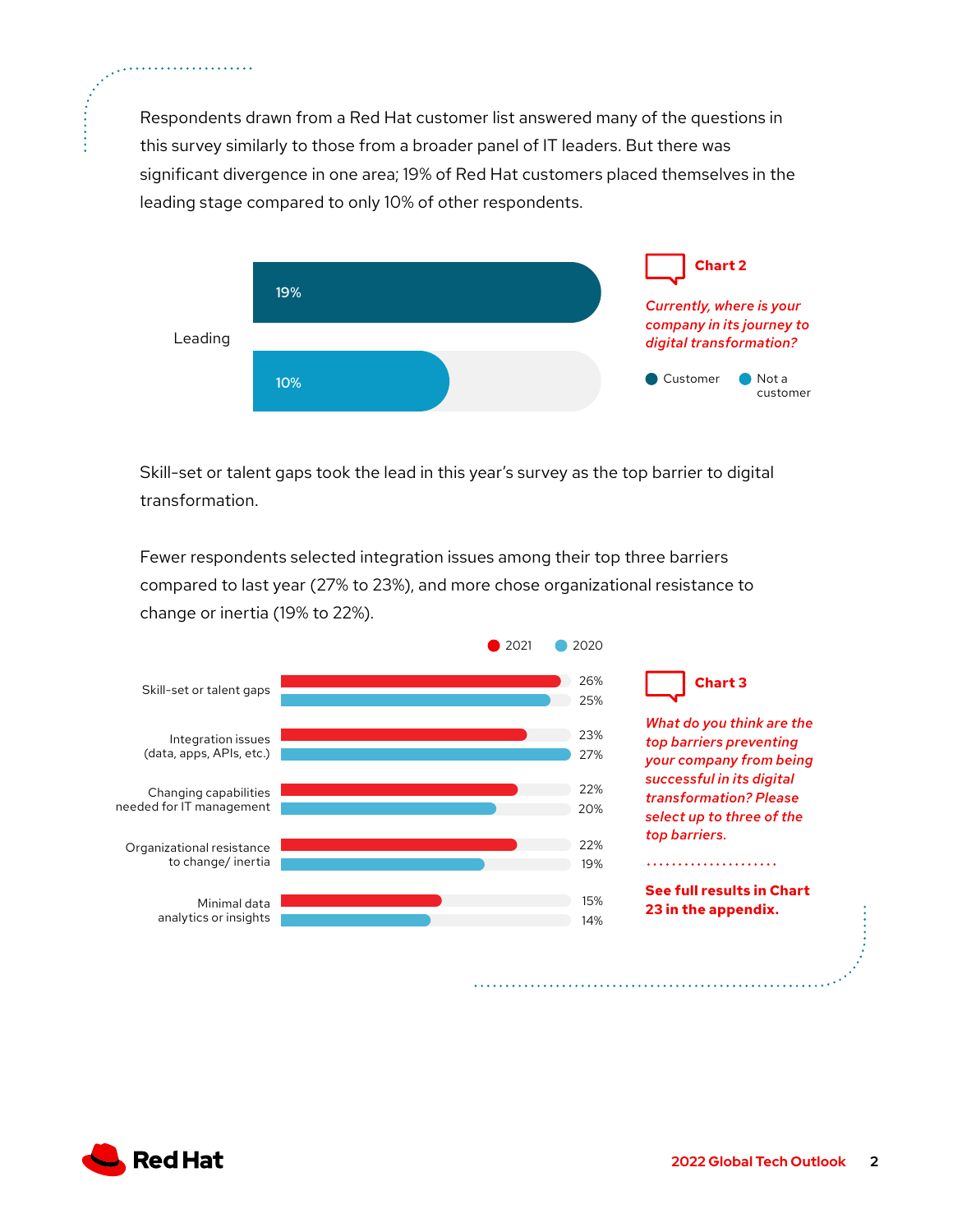Respondents drawn from a Red Hat customer list answered many of the questions in this survey similarly to those from a broader panel of IT leaders. But there was significant divergence in one area; 19% of Red Hat customers placed themselves in the leading stage compared to only 10% of other respondents.

**Chart 2**

*Currently, where is your company in its journey to digital transformation?*

| | Customer | Not a customer |
|---|---|---|
| Leading | 19% | 10% |

Skill-set or talent gaps took the lead in this year's survey as the top barrier to digital transformation.

Fewer respondents selected integration issues among their top three barriers compared to last year (27% to 23%), and more chose organizational resistance to change or inertia (19% to 22%).

**Chart 3**

*What do you think are the top barriers preventing your company from being successful in its digital transformation? Please select up to three of the top barriers.*

| | 2021 | 2020 |
|---|---|---|
| Skill-set or talent gaps | 26% | 25% |
| Integration issues (data, apps, APIs, etc.) | 23% | 27% |
| Changing capabilities needed for IT management | 22% | 20% |
| Organizational resistance to change/ inertia | 22% | 19% |
| Minimal data analytics or insights | 15% | 14% |

**See full results in Chart 23 in the appendix.**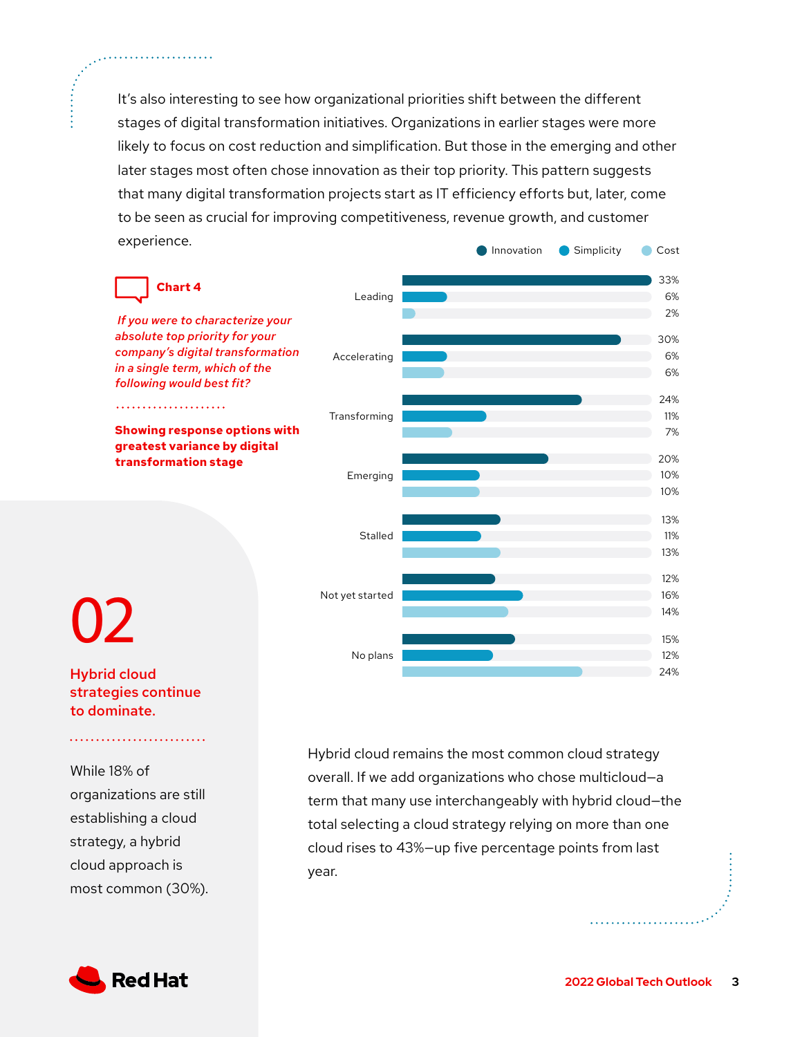It's also interesting to see how organizational priorities shift between the different stages of digital transformation initiatives. Organizations in earlier stages were more likely to focus on cost reduction and simplification. But those in the emerging and other later stages most often chose innovation as their top priority. This pattern suggests that many digital transformation projects start as IT efficiency efforts but, later, come to be seen as crucial for improving competitiveness, revenue growth, and customer experience.

**Chart 4**

*If you were to characterize your absolute top priority for your company's digital transformation in a single term, which of the following would best fit?*

**Showing response options with greatest variance by digital transformation stage**

| Stage | Innovation | Simplicity | Cost |
|---|---|---|---|
| Leading | 33% | 6% | 2% |
| Accelerating | 30% | 6% | 6% |
| Transforming | 24% | 11% | 7% |
| Emerging | 20% | 10% | 10% |
| Stalled | 13% | 11% | 13% |
| Not yet started | 12% | 16% | 14% |
| No plans | 15% | 12% | 24% |

# 02

## Hybrid cloud strategies continue to dominate.

While 18% of organizations are still establishing a cloud strategy, a hybrid cloud approach is most common (30%).

Hybrid cloud remains the most common cloud strategy overall. If we add organizations who chose multicloud—a term that many use interchangeably with hybrid cloud—the total selecting a cloud strategy relying on more than one cloud rises to 43%—up five percentage points from last year.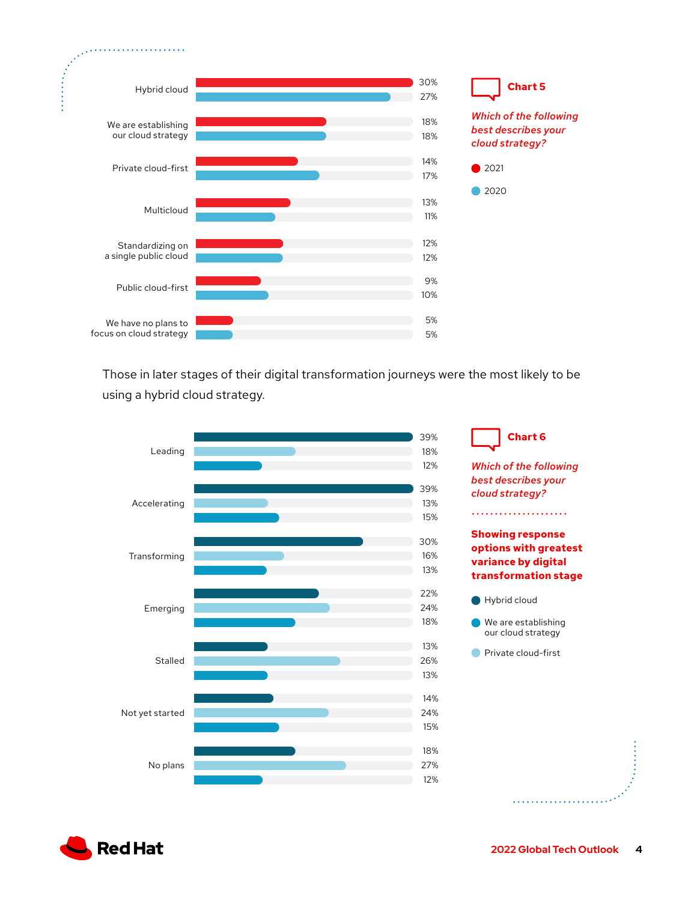**Chart 5**

*Which of the following best describes your cloud strategy?*

| | 2021 | 2020 |
|---|---|---|
| Hybrid cloud | 30% | 27% |
| We are establishing our cloud strategy | 18% | 18% |
| Private cloud-first | 14% | 17% |
| Multicloud | 13% | 11% |
| Standardizing on a single public cloud | 12% | 12% |
| Public cloud-first | 9% | 10% |
| We have no plans to focus on cloud strategy | 5% | 5% |

Those in later stages of their digital transformation journeys were the most likely to be using a hybrid cloud strategy.

**Chart 6**

*Which of the following best describes your cloud strategy?*

**Showing response options with greatest variance by digital transformation stage**

| | Hybrid cloud | Private cloud-first | We are establishing our cloud strategy |
|---|---|---|---|
| Leading | 39% | 18% | 12% |
| Accelerating | 39% | 13% | 15% |
| Transforming | 30% | 16% | 13% |
| Emerging | 22% | 24% | 18% |
| Stalled | 13% | 26% | 13% |
| Not yet started | 14% | 24% | 15% |
| No plans | 18% | 27% | 12% |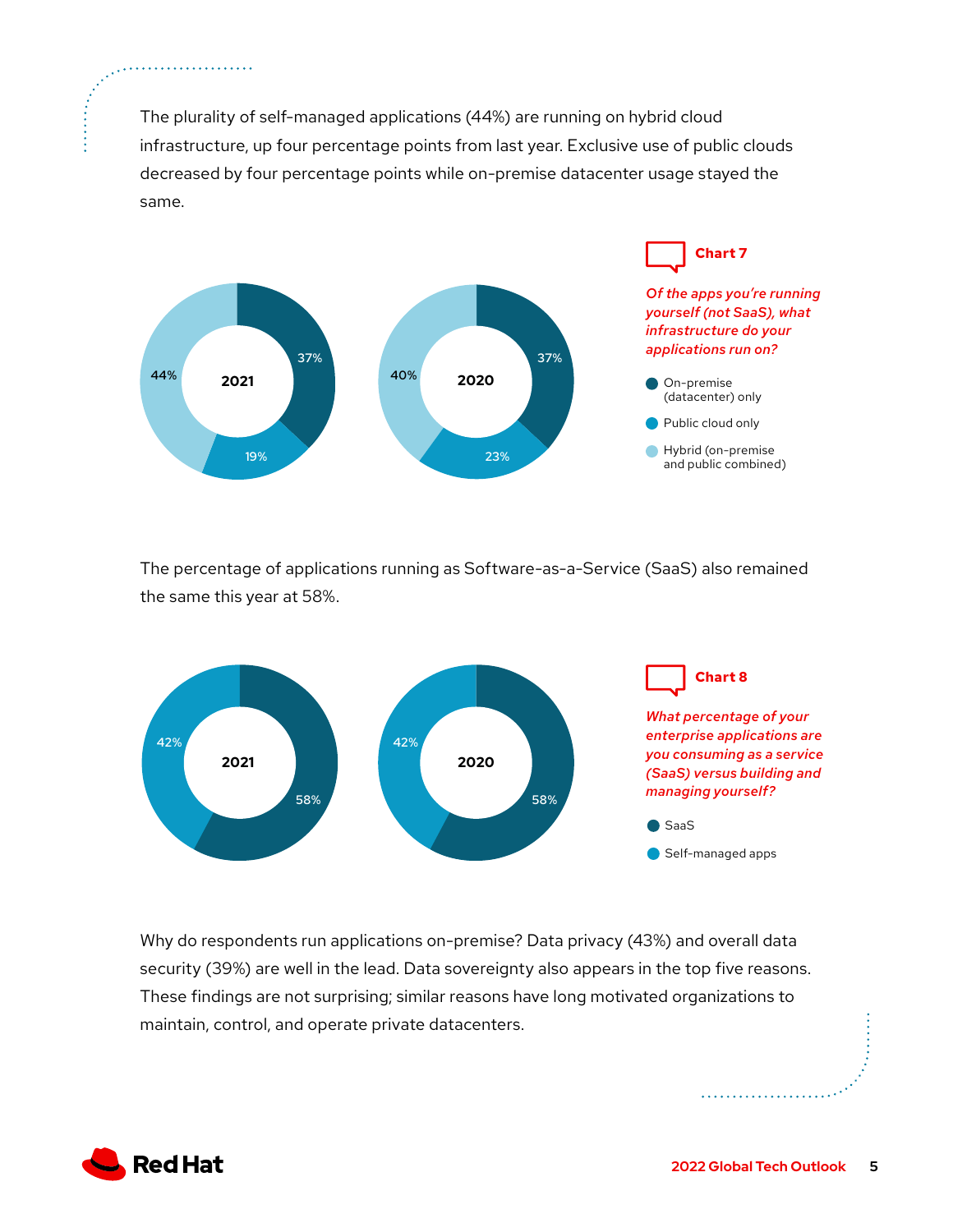The plurality of self-managed applications (44%) are running on hybrid cloud infrastructure, up four percentage points from last year. Exclusive use of public clouds decreased by four percentage points while on-premise datacenter usage stayed the same.

**Chart 7**

*Of the apps you're running yourself (not SaaS), what infrastructure do your applications run on?*

| | 2021 | 2020 |
|---|---|---|
| On-premise (datacenter) only | 37% | 37% |
| Public cloud only | 19% | 23% |
| Hybrid (on-premise and public combined) | 44% | 40% |

The percentage of applications running as Software-as-a-Service (SaaS) also remained the same this year at 58%.

**Chart 8**

*What percentage of your enterprise applications are you consuming as a service (SaaS) versus building and managing yourself?*

| | 2021 | 2020 |
|---|---|---|
| SaaS | 58% | 58% |
| Self-managed apps | 42% | 42% |

Why do respondents run applications on-premise? Data privacy (43%) and overall data security (39%) are well in the lead. Data sovereignty also appears in the top five reasons. These findings are not surprising; similar reasons have long motivated organizations to maintain, control, and operate private datacenters.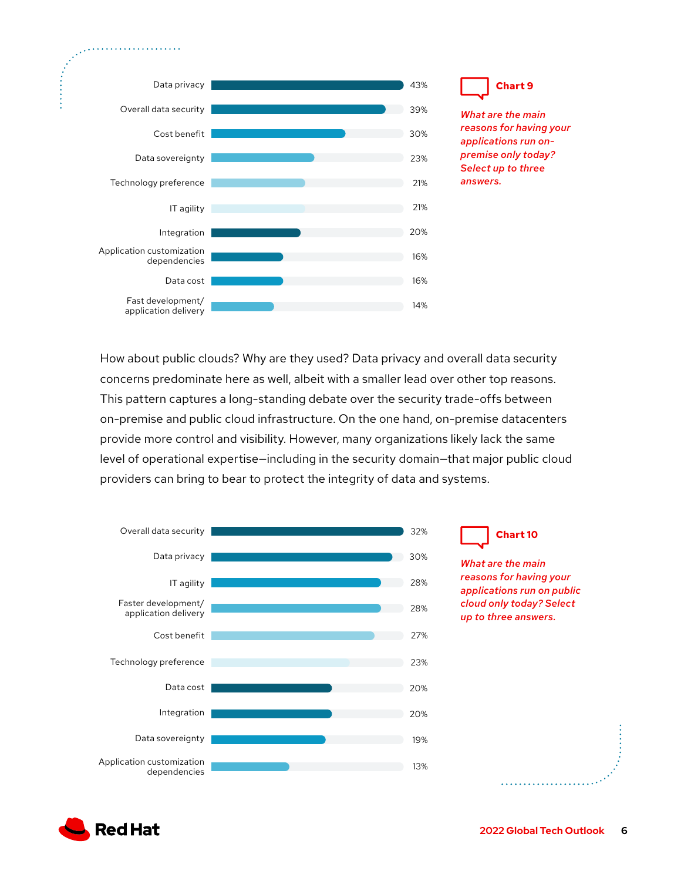| Reason | Percentage |
| --- | --- |
| Data privacy | 43% |
| Overall data security | 39% |
| Cost benefit | 30% |
| Data sovereignty | 23% |
| Technology preference | 21% |
| IT agility | 21% |
| Integration | 20% |
| Application customization dependencies | 16% |
| Data cost | 16% |
| Fast development/application delivery | 14% |

**Chart 9**

*What are the main reasons for having your applications run on-premise only today? Select up to three answers.*

How about public clouds? Why are they used? Data privacy and overall data security concerns predominate here as well, albeit with a smaller lead over other top reasons. This pattern captures a long-standing debate over the security trade-offs between on-premise and public cloud infrastructure. On the one hand, on-premise datacenters provide more control and visibility. However, many organizations likely lack the same level of operational expertise—including in the security domain—that major public cloud providers can bring to bear to protect the integrity of data and systems.

| Reason | Percentage |
| --- | --- |
| Overall data security | 32% |
| Data privacy | 30% |
| IT agility | 28% |
| Faster development/application delivery | 28% |
| Cost benefit | 27% |
| Technology preference | 23% |
| Data cost | 20% |
| Integration | 20% |
| Data sovereignty | 19% |
| Application customization dependencies | 13% |

**Chart 10**

*What are the main reasons for having your applications run on public cloud only today? Select up to three answers.*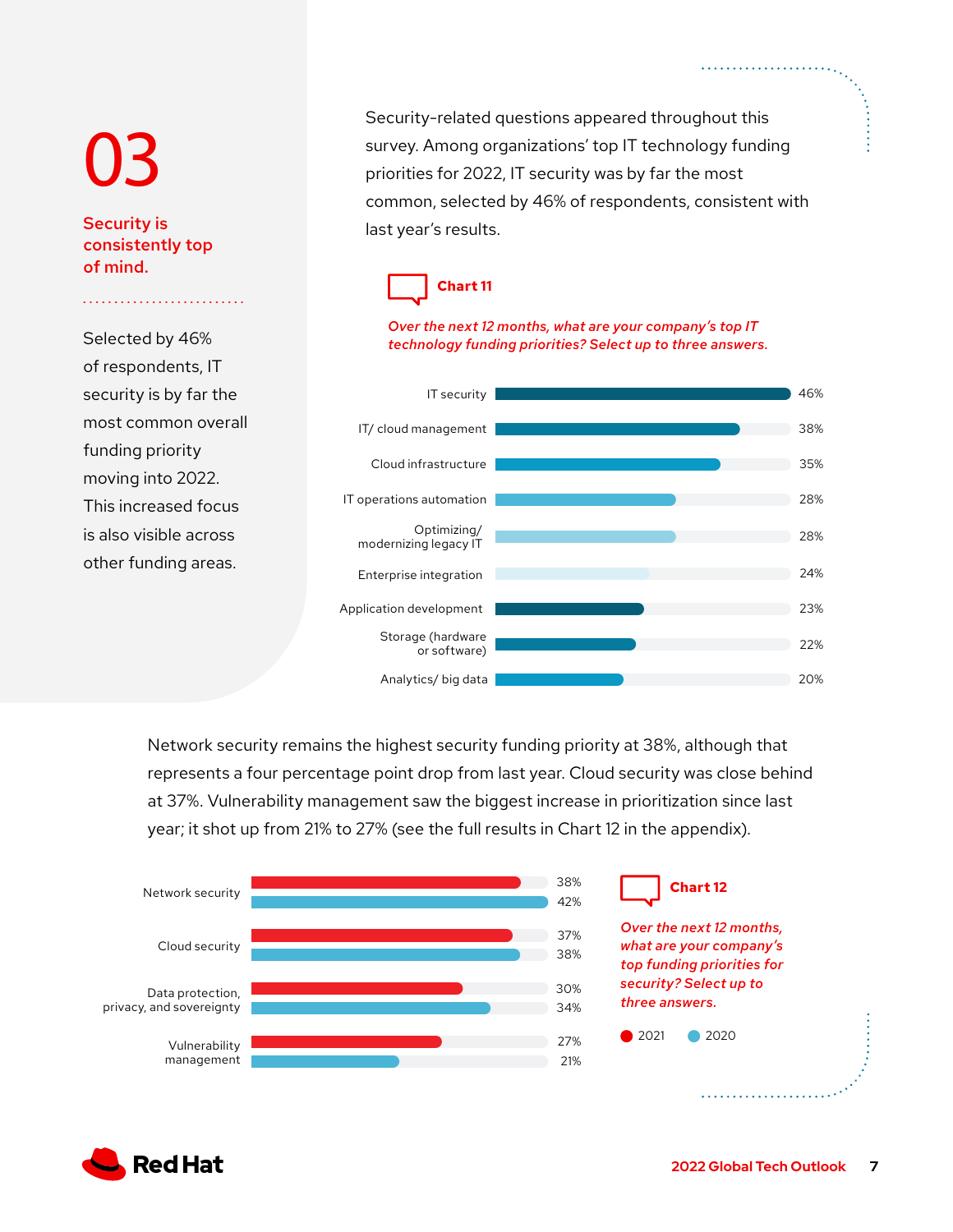# 03

## Security is consistently top of mind.

Selected by 46% of respondents, IT security is by far the most common overall funding priority moving into 2022. This increased focus is also visible across other funding areas.

Security-related questions appeared throughout this survey. Among organizations' top IT technology funding priorities for 2022, IT security was by far the most common, selected by 46% of respondents, consistent with last year's results.

**Chart 11**

*Over the next 12 months, what are your company's top IT technology funding priorities? Select up to three answers.*

| Priority | % |
|---|---|
| IT security | 46% |
| IT/ cloud management | 38% |
| Cloud infrastructure | 35% |
| IT operations automation | 28% |
| Optimizing/ modernizing legacy IT | 28% |
| Enterprise integration | 24% |
| Application development | 23% |
| Storage (hardware or software) | 22% |
| Analytics/ big data | 20% |

Network security remains the highest security funding priority at 38%, although that represents a four percentage point drop from last year. Cloud security was close behind at 37%. Vulnerability management saw the biggest increase in prioritization since last year; it shot up from 21% to 27% (see the full results in Chart 12 in the appendix).

**Chart 12**

*Over the next 12 months, what are your company's top funding priorities for security? Select up to three answers.*

| Priority | 2021 | 2020 |
|---|---|---|
| Network security | 38% | 42% |
| Cloud security | 37% | 38% |
| Data protection, privacy, and sovereignty | 30% | 34% |
| Vulnerability management | 27% | 21% |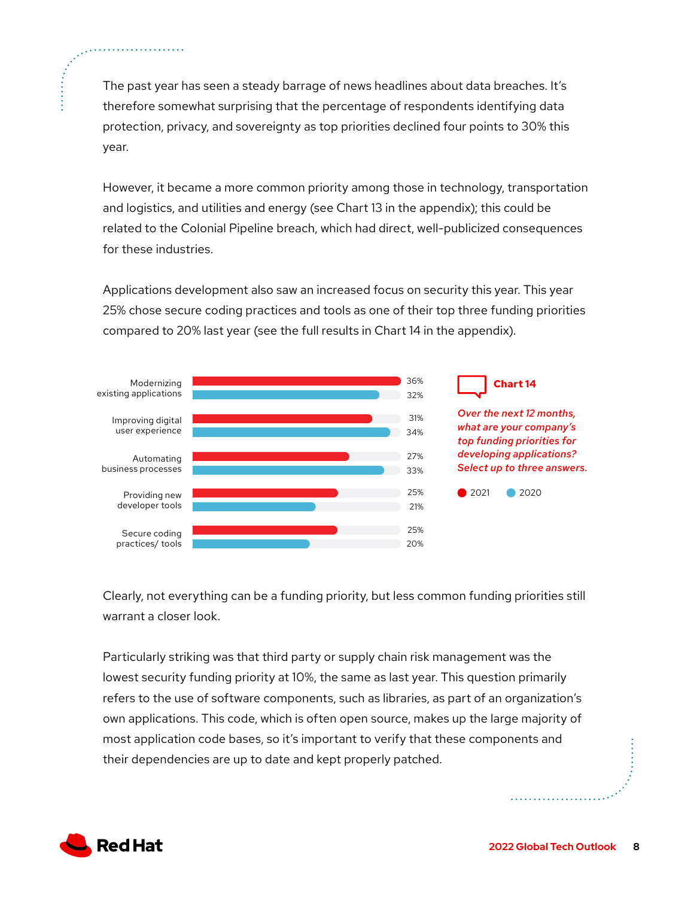The past year has seen a steady barrage of news headlines about data breaches. It's therefore somewhat surprising that the percentage of respondents identifying data protection, privacy, and sovereignty as top priorities declined four points to 30% this year.

However, it became a more common priority among those in technology, transportation and logistics, and utilities and energy (see Chart 13 in the appendix); this could be related to the Colonial Pipeline breach, which had direct, well-publicized consequences for these industries.

Applications development also saw an increased focus on security this year. This year 25% chose secure coding practices and tools as one of their top funding priorities compared to 20% last year (see the full results in Chart 14 in the appendix).

**Chart 14**

*Over the next 12 months, what are your company's top funding priorities for developing applications? Select up to three answers.*

| | 2021 | 2020 |
|---|---|---|
| Modernizing existing applications | 36% | 32% |
| Improving digital user experience | 31% | 34% |
| Automating business processes | 27% | 33% |
| Providing new developer tools | 25% | 21% |
| Secure coding practices/ tools | 25% | 20% |

Clearly, not everything can be a funding priority, but less common funding priorities still warrant a closer look.

Particularly striking was that third party or supply chain risk management was the lowest security funding priority at 10%, the same as last year. This question primarily refers to the use of software components, such as libraries, as part of an organization's own applications. This code, which is often open source, makes up the large majority of most application code bases, so it's important to verify that these components and their dependencies are up to date and kept properly patched.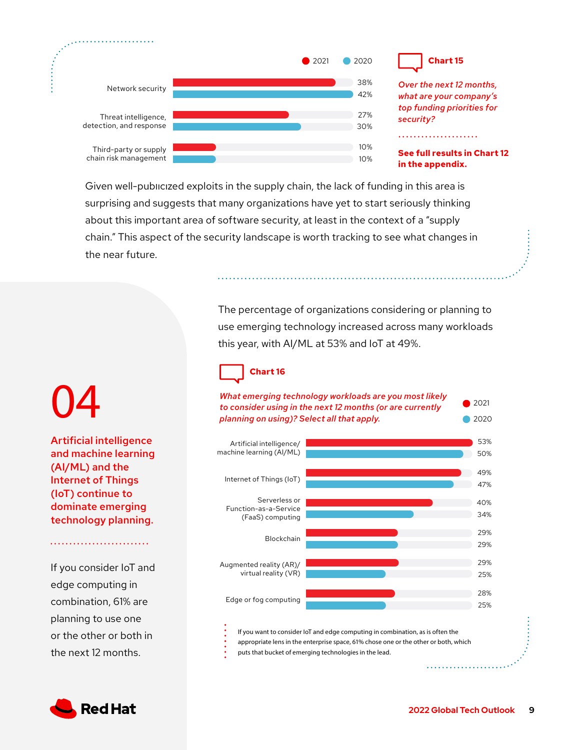**Chart 15**

*Over the next 12 months, what are your company's top funding priorities for security?*

| | 2021 | 2020 |
|---|---|---|
| Network security | 38% | 42% |
| Threat intelligence, detection, and response | 27% | 30% |
| Third-party or supply chain risk management | 10% | 10% |

**See full results in Chart 12 in the appendix.**

Given well-publicized exploits in the supply chain, the lack of funding in this area is surprising and suggests that many organizations have yet to start seriously thinking about this important area of software security, at least in the context of a "supply chain." This aspect of the security landscape is worth tracking to see what changes in the near future.

# 04

## Artificial intelligence and machine learning (AI/ML) and the Internet of Things (IoT) continue to dominate emerging technology planning.

If you consider IoT and edge computing in combination, 61% are planning to use one or the other or both in the next 12 months.

The percentage of organizations considering or planning to use emerging technology increased across many workloads this year, with AI/ML at 53% and IoT at 49%.

**Chart 16**

*What emerging technology workloads are you most likely to consider using in the next 12 months (or are currently planning on using)? Select all that apply.*

| | 2021 | 2020 |
|---|---|---|
| Artificial intelligence/ machine learning (AI/ML) | 53% | 50% |
| Internet of Things (IoT) | 49% | 47% |
| Serverless or Function-as-a-Service (FaaS) computing | 40% | 34% |
| Blockchain | 29% | 29% |
| Augmented reality (AR)/ virtual reality (VR) | 29% | 25% |
| Edge or fog computing | 28% | 25% |

If you want to consider IoT and edge computing in combination, as is often the appropriate lens in the enterprise space, 61% chose one or the other or both, which puts that bucket of emerging technologies in the lead.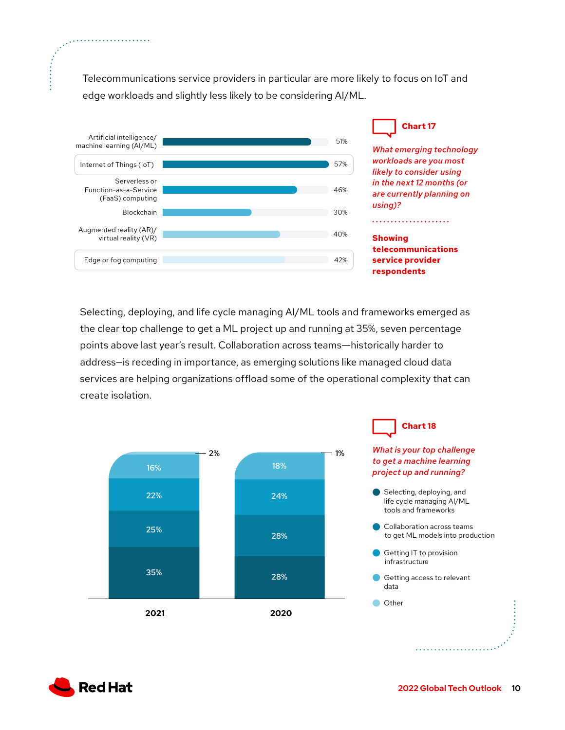Telecommunications service providers in particular are more likely to focus on IoT and edge workloads and slightly less likely to be considering AI/ML.

**Chart 17**

*What emerging technology workloads are you most likely to consider using in the next 12 months (or are currently planning on using)?*

**Showing telecommunications service provider respondents**

| Workload | Percentage |
|---|---|
| Artificial intelligence/machine learning (AI/ML) | 51% |
| Internet of Things (IoT) | 57% |
| Serverless or Function-as-a-Service (FaaS) computing | 46% |
| Blockchain | 30% |
| Augmented reality (AR)/virtual reality (VR) | 40% |
| Edge or fog computing | 42% |

Selecting, deploying, and life cycle managing AI/ML tools and frameworks emerged as the clear top challenge to get a ML project up and running at 35%, seven percentage points above last year's result. Collaboration across teams—historically harder to address—is receding in importance, as emerging solutions like managed cloud data services are helping organizations offload some of the operational complexity that can create isolation.

**Chart 18**

*What is your top challenge to get a machine learning project up and running?*

| Challenge | 2021 | 2020 |
|---|---|---|
| Selecting, deploying, and life cycle managing AI/ML tools and frameworks | 35% | 28% |
| Collaboration across teams to get ML models into production | 25% | 28% |
| Getting IT to provision infrastructure | 22% | 24% |
| Getting access to relevant data | 16% | 18% |
| Other | 2% | 1% |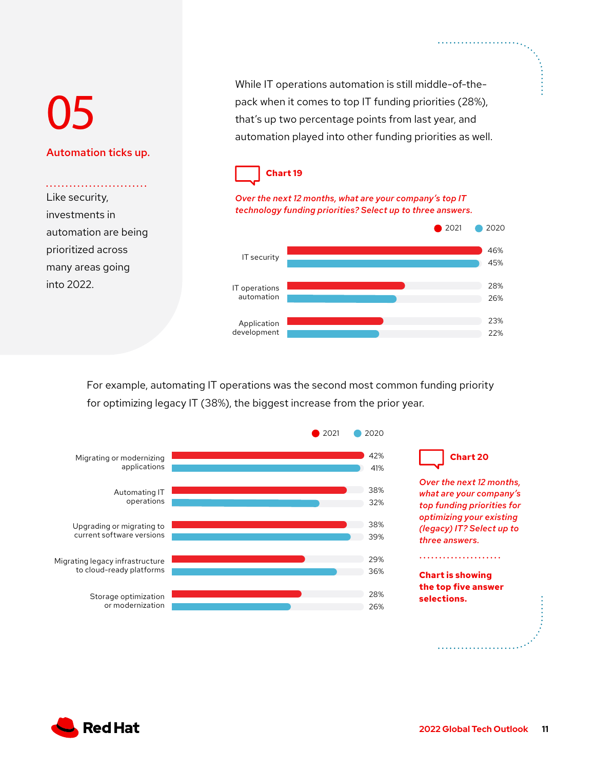# 05

## Automation ticks up.

Like security, investments in automation are being prioritized across many areas going into 2022.

While IT operations automation is still middle-of-the-pack when it comes to top IT funding priorities (28%), that's up two percentage points from last year, and automation played into other funding priorities as well.

**Chart 19**

*Over the next 12 months, what are your company's top IT technology funding priorities? Select up to three answers.*

| | 2021 | 2020 |
|---|---|---|
| IT security | 46% | 45% |
| IT operations automation | 28% | 26% |
| Application development | 23% | 22% |

For example, automating IT operations was the second most common funding priority for optimizing legacy IT (38%), the biggest increase from the prior year.

**Chart 20**

*Over the next 12 months, what are your company's top funding priorities for optimizing your existing (legacy) IT? Select up to three answers.*

**Chart is showing the top five answer selections.**

| | 2021 | 2020 |
|---|---|---|
| Migrating or modernizing applications | 42% | 41% |
| Automating IT operations | 38% | 32% |
| Upgrading or migrating to current software versions | 38% | 39% |
| Migrating legacy infrastructure to cloud-ready platforms | 29% | 36% |
| Storage optimization or modernization | 28% | 26% |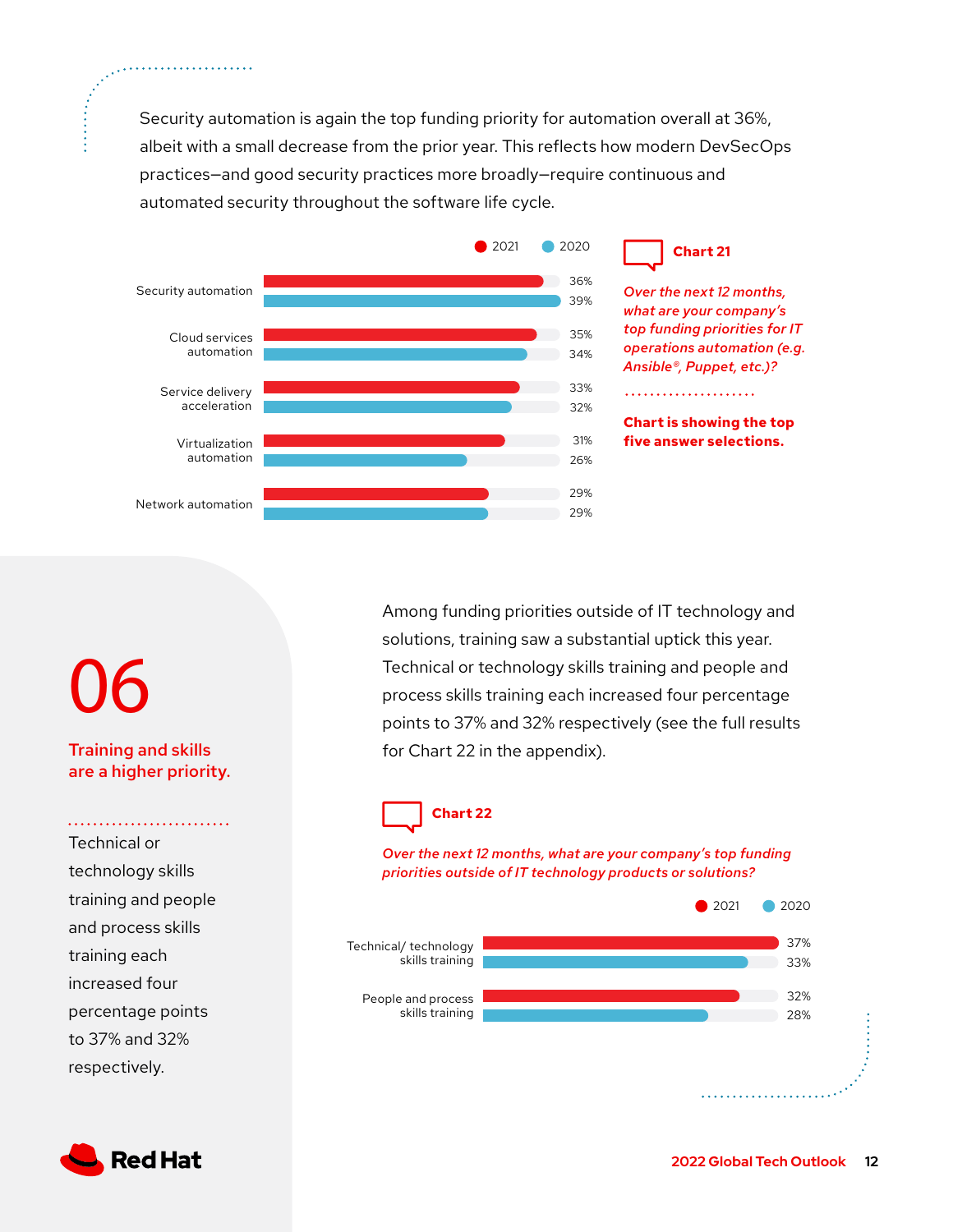Security automation is again the top funding priority for automation overall at 36%, albeit with a small decrease from the prior year. This reflects how modern DevSecOps practices—and good security practices more broadly—require continuous and automated security throughout the software life cycle.

**Chart 21**

*Over the next 12 months, what are your company's top funding priorities for IT operations automation (e.g. Ansible®, Puppet, etc.)?*

**Chart is showing the top five answer selections.**

| | 2021 | 2020 |
|---|---|---|
| Security automation | 36% | 39% |
| Cloud services automation | 35% | 34% |
| Service delivery acceleration | 33% | 32% |
| Virtualization automation | 31% | 26% |
| Network automation | 29% | 29% |

# 06

## Training and skills are a higher priority.

Technical or technology skills training and people and process skills training each increased four percentage points to 37% and 32% respectively.

Among funding priorities outside of IT technology and solutions, training saw a substantial uptick this year. Technical or technology skills training and people and process skills training each increased four percentage points to 37% and 32% respectively (see the full results for Chart 22 in the appendix).

**Chart 22**

*Over the next 12 months, what are your company's top funding priorities outside of IT technology products or solutions?*

| | 2021 | 2020 |
|---|---|---|
| Technical/ technology skills training | 37% | 33% |
| People and process skills training | 32% | 28% |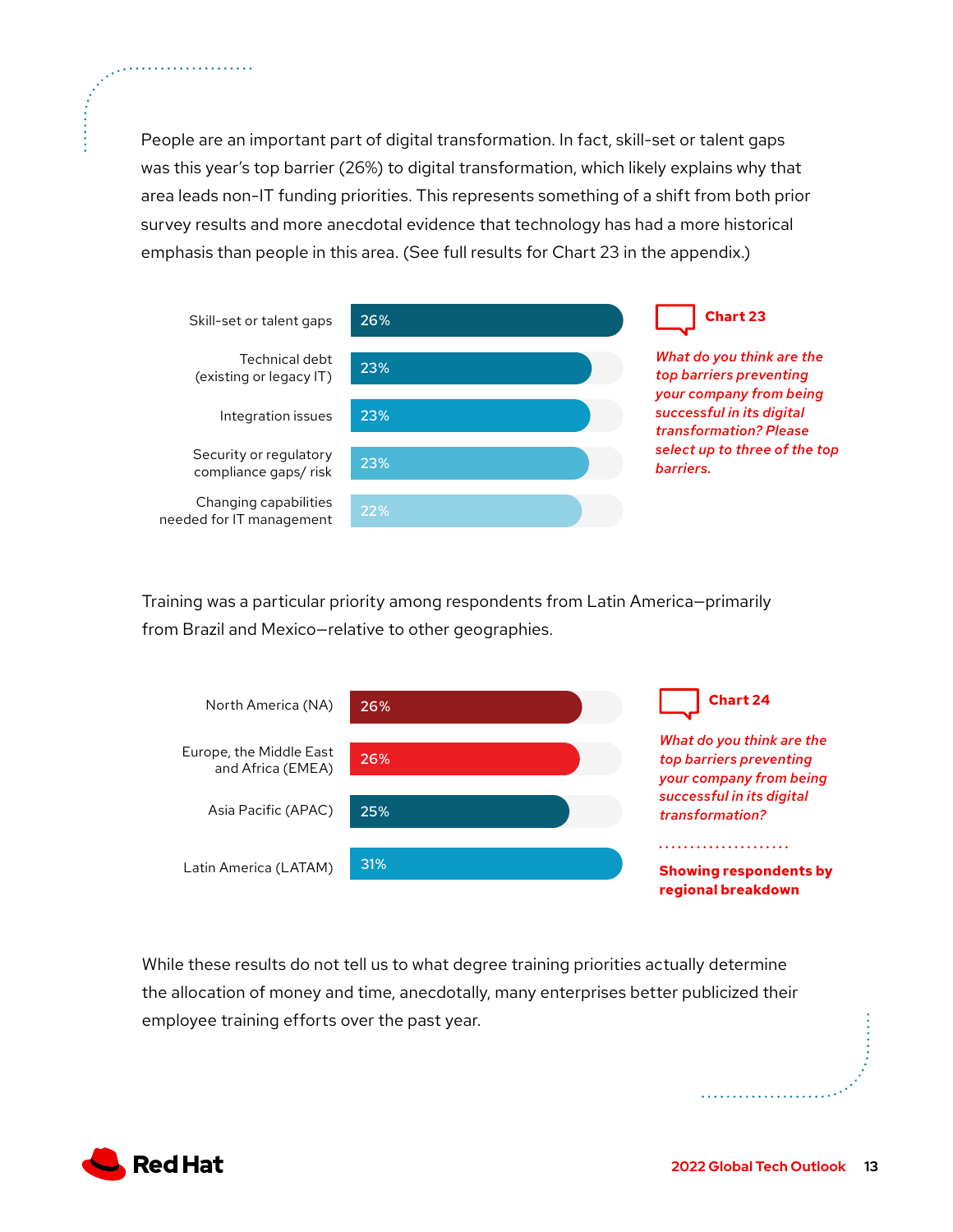People are an important part of digital transformation. In fact, skill-set or talent gaps was this year's top barrier (26%) to digital transformation, which likely explains why that area leads non-IT funding priorities. This represents something of a shift from both prior survey results and more anecdotal evidence that technology has had a more historical emphasis than people in this area. (See full results for Chart 23 in the appendix.)

**Chart 23**

*What do you think are the top barriers preventing your company from being successful in its digital transformation? Please select up to three of the top barriers.*

| Barrier | Percentage |
| --- | --- |
| Skill-set or talent gaps | 26% |
| Technical debt (existing or legacy IT) | 23% |
| Integration issues | 23% |
| Security or regulatory compliance gaps/ risk | 23% |
| Changing capabilities needed for IT management | 22% |

Training was a particular priority among respondents from Latin America—primarily from Brazil and Mexico—relative to other geographies.

**Chart 24**

*What do you think are the top barriers preventing your company from being successful in its digital transformation?*

**Showing respondents by regional breakdown**

| Region | Percentage |
| --- | --- |
| North America (NA) | 26% |
| Europe, the Middle East and Africa (EMEA) | 26% |
| Asia Pacific (APAC) | 25% |
| Latin America (LATAM) | 31% |

While these results do not tell us to what degree training priorities actually determine the allocation of money and time, anecdotally, many enterprises better publicized their employee training efforts over the past year.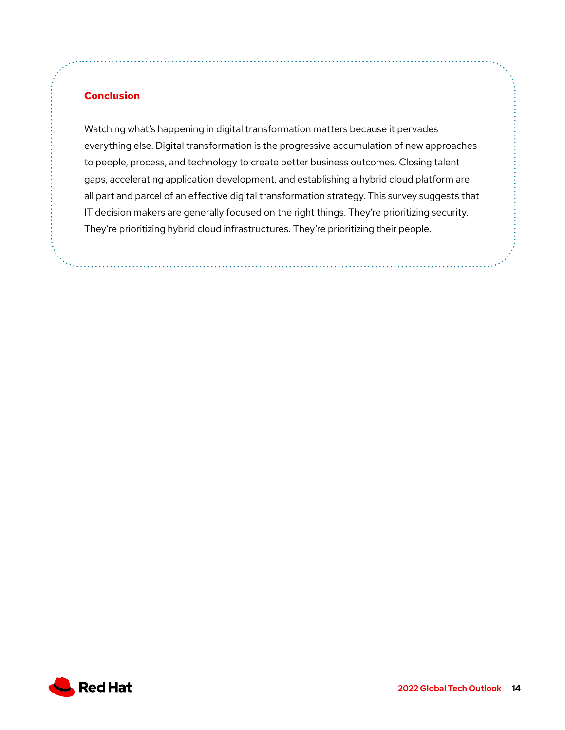## Conclusion

Watching what's happening in digital transformation matters because it pervades everything else. Digital transformation is the progressive accumulation of new approaches to people, process, and technology to create better business outcomes. Closing talent gaps, accelerating application development, and establishing a hybrid cloud platform are all part and parcel of an effective digital transformation strategy. This survey suggests that IT decision makers are generally focused on the right things. They're prioritizing security. They're prioritizing hybrid cloud infrastructures. They're prioritizing their people.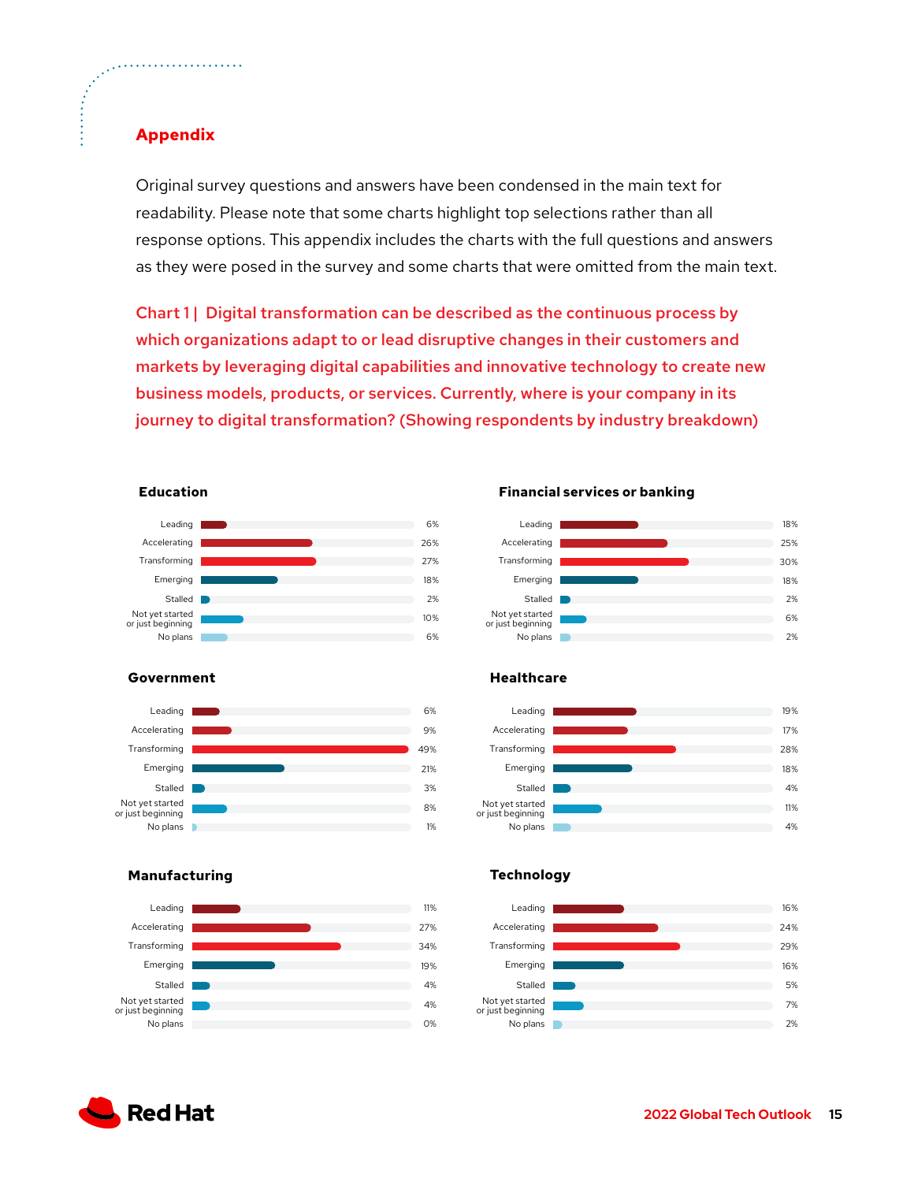## Appendix

Original survey questions and answers have been condensed in the main text for readability. Please note that some charts highlight top selections rather than all response options. This appendix includes the charts with the full questions and answers as they were posed in the survey and some charts that were omitted from the main text.

### Chart 1 | Digital transformation can be described as the continuous process by which organizations adapt to or lead disruptive changes in their customers and markets by leveraging digital capabilities and innovative technology to create new business models, products, or services. Currently, where is your company in its journey to digital transformation? (Showing respondents by industry breakdown)

**Education**

| | |
|---|---|
| Leading | 6% |
| Accelerating | 26% |
| Transforming | 27% |
| Emerging | 18% |
| Stalled | 2% |
| Not yet started or just beginning | 10% |
| No plans | 6% |

**Financial services or banking**

| | |
|---|---|
| Leading | 18% |
| Accelerating | 25% |
| Transforming | 30% |
| Emerging | 18% |
| Stalled | 2% |
| Not yet started or just beginning | 6% |
| No plans | 2% |

**Government**

| | |
|---|---|
| Leading | 6% |
| Accelerating | 9% |
| Transforming | 49% |
| Emerging | 21% |
| Stalled | 3% |
| Not yet started or just beginning | 8% |
| No plans | 1% |

**Healthcare**

| | |
|---|---|
| Leading | 19% |
| Accelerating | 17% |
| Transforming | 28% |
| Emerging | 18% |
| Stalled | 4% |
| Not yet started or just beginning | 11% |
| No plans | 4% |

**Manufacturing**

| | |
|---|---|
| Leading | 11% |
| Accelerating | 27% |
| Transforming | 34% |
| Emerging | 19% |
| Stalled | 4% |
| Not yet started or just beginning | 4% |
| No plans | 0% |

**Technology**

| | |
|---|---|
| Leading | 16% |
| Accelerating | 24% |
| Transforming | 29% |
| Emerging | 16% |
| Stalled | 5% |
| Not yet started or just beginning | 7% |
| No plans | 2% |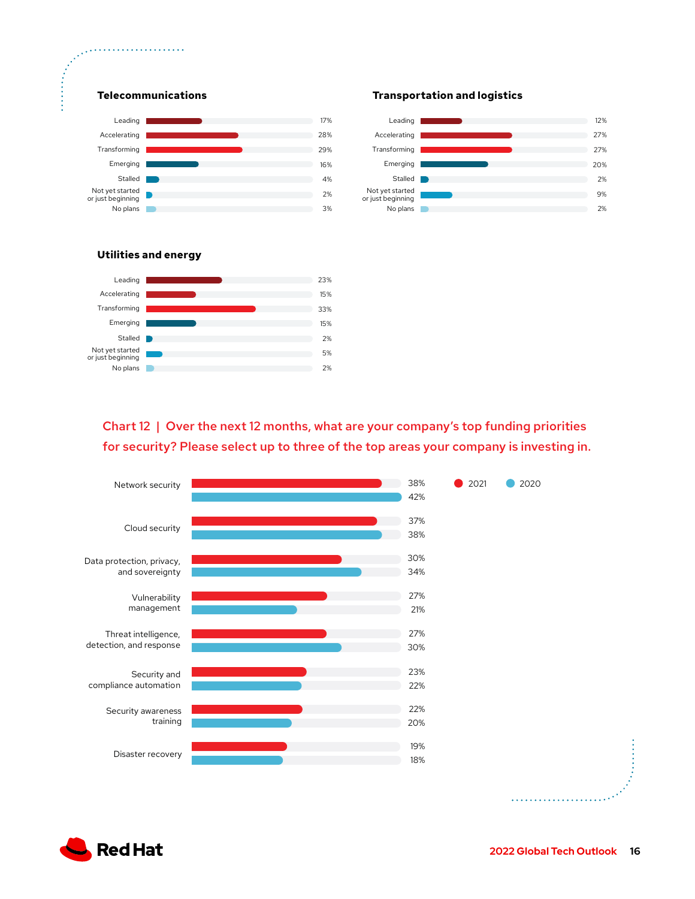### Telecommunications

| Stage | % |
|---|---|
| Leading | 17% |
| Accelerating | 28% |
| Transforming | 29% |
| Emerging | 16% |
| Stalled | 4% |
| Not yet started or just beginning | 2% |
| No plans | 3% |

### Transportation and logistics

| Stage | % |
|---|---|
| Leading | 12% |
| Accelerating | 27% |
| Transforming | 27% |
| Emerging | 20% |
| Stalled | 2% |
| Not yet started or just beginning | 9% |
| No plans | 2% |

### Utilities and energy

| Stage | % |
|---|---|
| Leading | 23% |
| Accelerating | 15% |
| Transforming | 33% |
| Emerging | 15% |
| Stalled | 2% |
| Not yet started or just beginning | 5% |
| No plans | 2% |

## Chart 12 | Over the next 12 months, what are your company's top funding priorities for security? Please select up to three of the top areas your company is investing in.

| Area | 2021 | 2020 |
|---|---|---|
| Network security | 38% | 42% |
| Cloud security | 37% | 38% |
| Data protection, privacy, and sovereignty | 30% | 34% |
| Vulnerability management | 27% | 21% |
| Threat intelligence, detection, and response | 27% | 30% |
| Security and compliance automation | 23% | 22% |
| Security awareness training | 22% | 20% |
| Disaster recovery | 19% | 18% |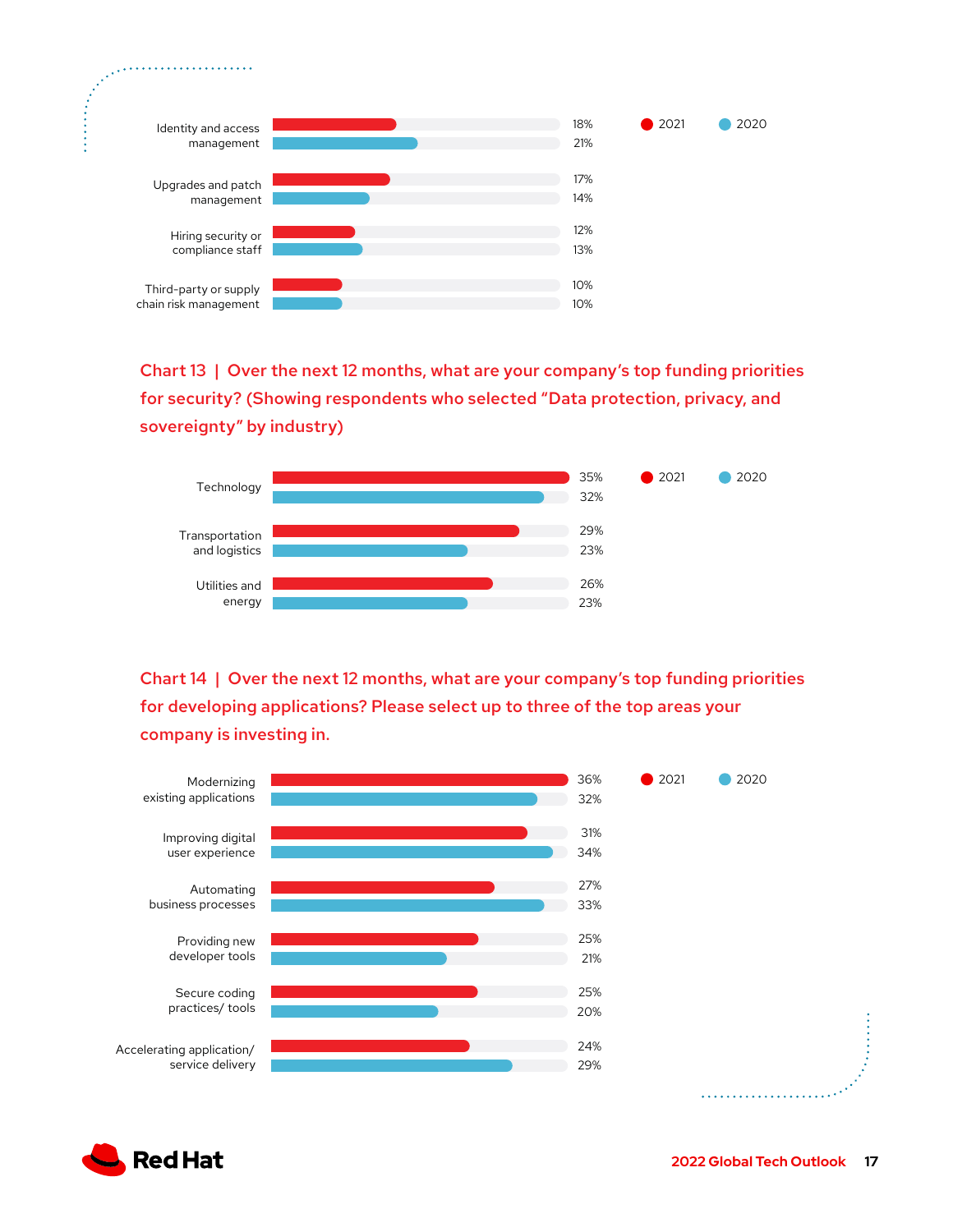| | 2021 | 2020 |
|---|---|---|
| Identity and access management | 18% | 21% |
| Upgrades and patch management | 17% | 14% |
| Hiring security or compliance staff | 12% | 13% |
| Third-party or supply chain risk management | 10% | 10% |

**Chart 13 | Over the next 12 months, what are your company's top funding priorities for security? (Showing respondents who selected "Data protection, privacy, and sovereignty" by industry)**

| | 2021 | 2020 |
|---|---|---|
| Technology | 35% | 32% |
| Transportation and logistics | 29% | 23% |
| Utilities and energy | 26% | 23% |

**Chart 14 | Over the next 12 months, what are your company's top funding priorities for developing applications? Please select up to three of the top areas your company is investing in.**

| | 2021 | 2020 |
|---|---|---|
| Modernizing existing applications | 36% | 32% |
| Improving digital user experience | 31% | 34% |
| Automating business processes | 27% | 33% |
| Providing new developer tools | 25% | 21% |
| Secure coding practices/ tools | 25% | 20% |
| Accelerating application/ service delivery | 24% | 29% |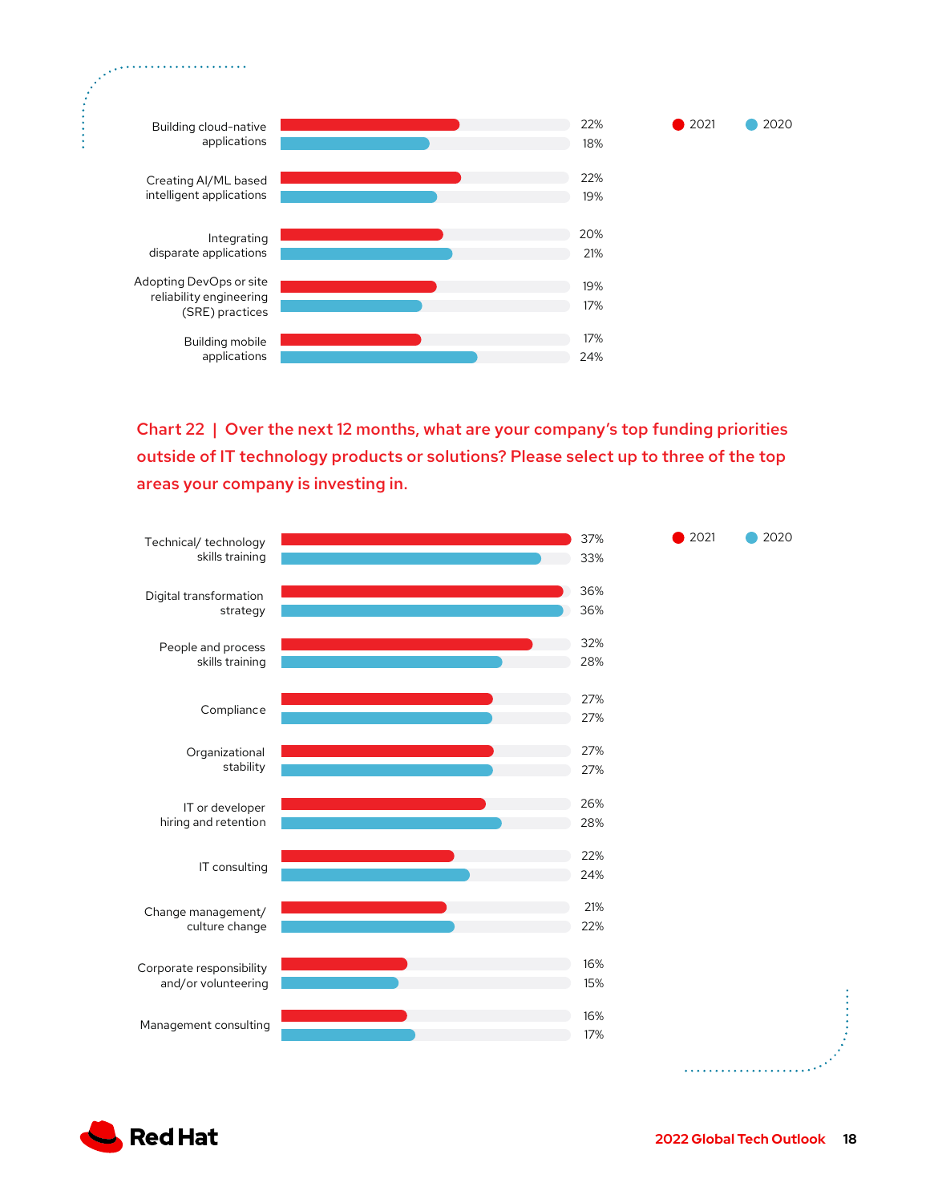| | 2021 | 2020 |
|---|---|---|
| Building cloud-native applications | 22% | 18% |
| Creating AI/ML based intelligent applications | 22% | 19% |
| Integrating disparate applications | 20% | 21% |
| Adopting DevOps or site reliability engineering (SRE) practices | 19% | 17% |
| Building mobile applications | 17% | 24% |

## Chart 22 | Over the next 12 months, what are your company's top funding priorities outside of IT technology products or solutions? Please select up to three of the top areas your company is investing in.

| | 2021 | 2020 |
|---|---|---|
| Technical/ technology skills training | 37% | 33% |
| Digital transformation strategy | 36% | 36% |
| People and process skills training | 32% | 28% |
| Compliance | 27% | 27% |
| Organizational stability | 27% | 27% |
| IT or developer hiring and retention | 26% | 28% |
| IT consulting | 22% | 24% |
| Change management/ culture change | 21% | 22% |
| Corporate responsibility and/or volunteering | 16% | 15% |
| Management consulting | 16% | 17% |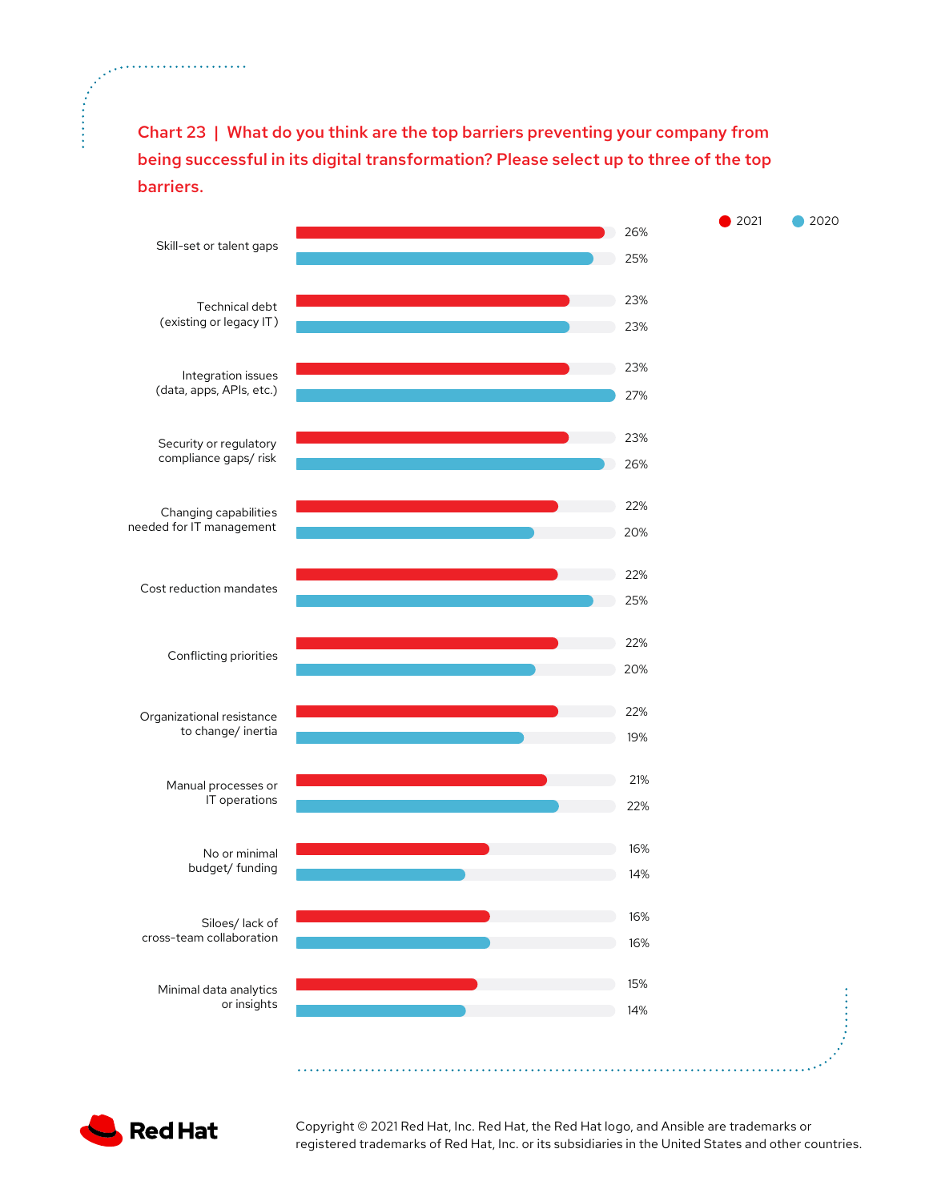**Chart 23 | What do you think are the top barriers preventing your company from being successful in its digital transformation? Please select up to three of the top barriers.**

2021
2020

Skill-set or talent gaps
26%
25%

Technical debt (existing or legacy IT)
23%
23%

Integration issues (data, apps, APIs, etc.)
23%
27%

Security or regulatory compliance gaps/ risk
23%
26%

Changing capabilities needed for IT management
22%
20%

Cost reduction mandates
22%
25%

Conflicting priorities
22%
20%

Organizational resistance to change/ inertia
22%
19%

Manual processes or IT operations
21%
22%

No or minimal budget/ funding
16%
14%

Siloes/ lack of cross-team collaboration
16%
16%

Minimal data analytics or insights
15%
14%

Red Hat

Copyright © 2021 Red Hat, Inc. Red Hat, the Red Hat logo, and Ansible are trademarks or registered trademarks of Red Hat, Inc. or its subsidiaries in the United States and other countries.